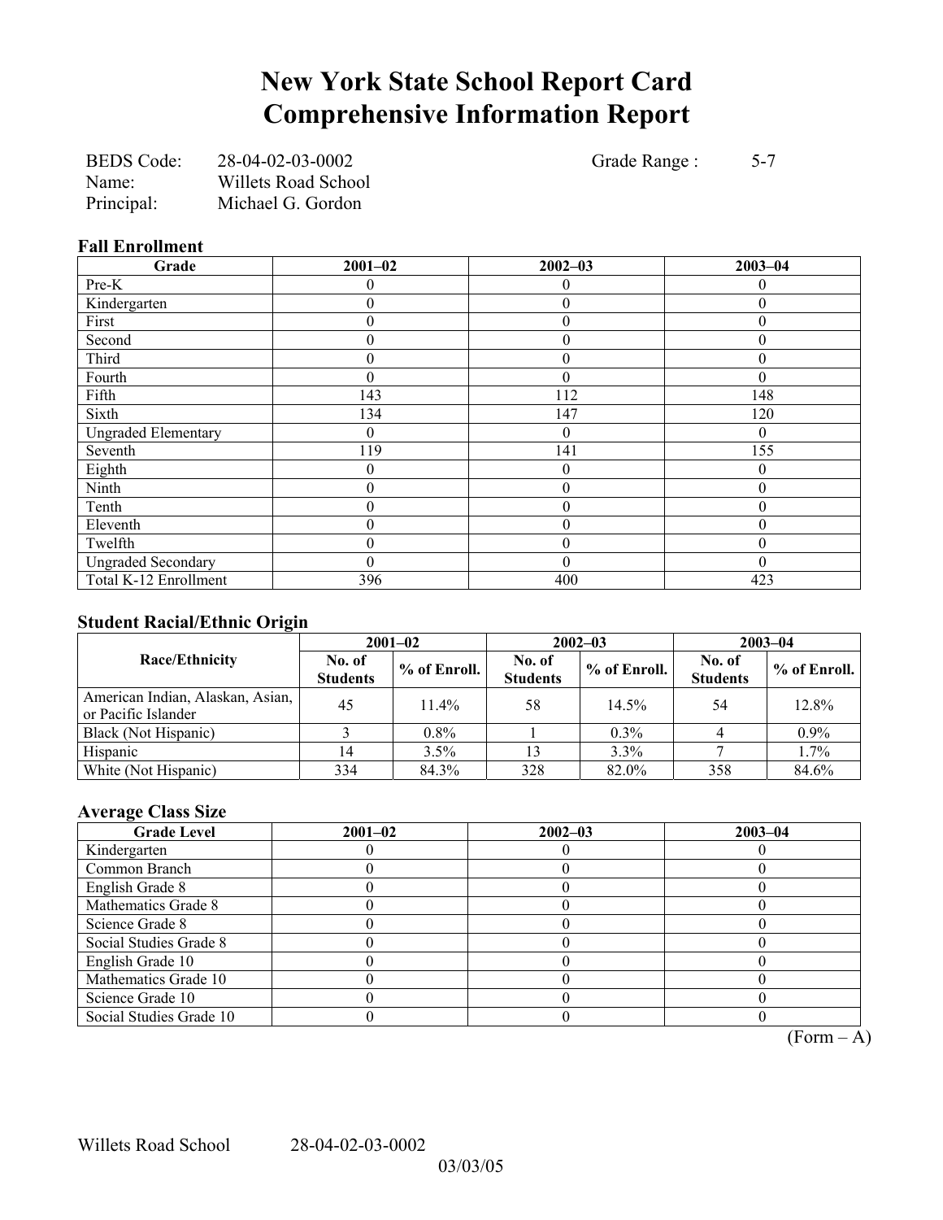# New York State School Report Card
# Comprehensive Information Report

BEDS Code: 28-04-02-03-0002 Grade Range : 5-7
Name: Willets Road School
Principal: Michael G. Gordon

### Fall Enrollment

| Grade | 2001–02 | 2002–03 | 2003–04 |
|---|---|---|---|
| Pre-K | 0 | 0 | 0 |
| Kindergarten | 0 | 0 | 0 |
| First | 0 | 0 | 0 |
| Second | 0 | 0 | 0 |
| Third | 0 | 0 | 0 |
| Fourth | 0 | 0 | 0 |
| Fifth | 143 | 112 | 148 |
| Sixth | 134 | 147 | 120 |
| Ungraded Elementary | 0 | 0 | 0 |
| Seventh | 119 | 141 | 155 |
| Eighth | 0 | 0 | 0 |
| Ninth | 0 | 0 | 0 |
| Tenth | 0 | 0 | 0 |
| Eleventh | 0 | 0 | 0 |
| Twelfth | 0 | 0 | 0 |
| Ungraded Secondary | 0 | 0 | 0 |
| Total K-12 Enrollment | 396 | 400 | 423 |

### Student Racial/Ethnic Origin

| Race/Ethnicity | 2001–02 | | 2002–03 | | 2003–04 | |
|---|---|---|---|---|---|---|
| | No. of Students | % of Enroll. | No. of Students | % of Enroll. | No. of Students | % of Enroll. |
| American Indian, Alaskan, Asian, or Pacific Islander | 45 | 11.4% | 58 | 14.5% | 54 | 12.8% |
| Black (Not Hispanic) | 3 | 0.8% | 1 | 0.3% | 4 | 0.9% |
| Hispanic | 14 | 3.5% | 13 | 3.3% | 7 | 1.7% |
| White (Not Hispanic) | 334 | 84.3% | 328 | 82.0% | 358 | 84.6% |

### Average Class Size

| Grade Level | 2001–02 | 2002–03 | 2003–04 |
|---|---|---|---|
| Kindergarten | 0 | 0 | 0 |
| Common Branch | 0 | 0 | 0 |
| English Grade 8 | 0 | 0 | 0 |
| Mathematics Grade 8 | 0 | 0 | 0 |
| Science Grade 8 | 0 | 0 | 0 |
| Social Studies Grade 8 | 0 | 0 | 0 |
| English Grade 10 | 0 | 0 | 0 |
| Mathematics Grade 10 | 0 | 0 | 0 |
| Science Grade 10 | 0 | 0 | 0 |
| Social Studies Grade 10 | 0 | 0 | 0 |

(Form – A)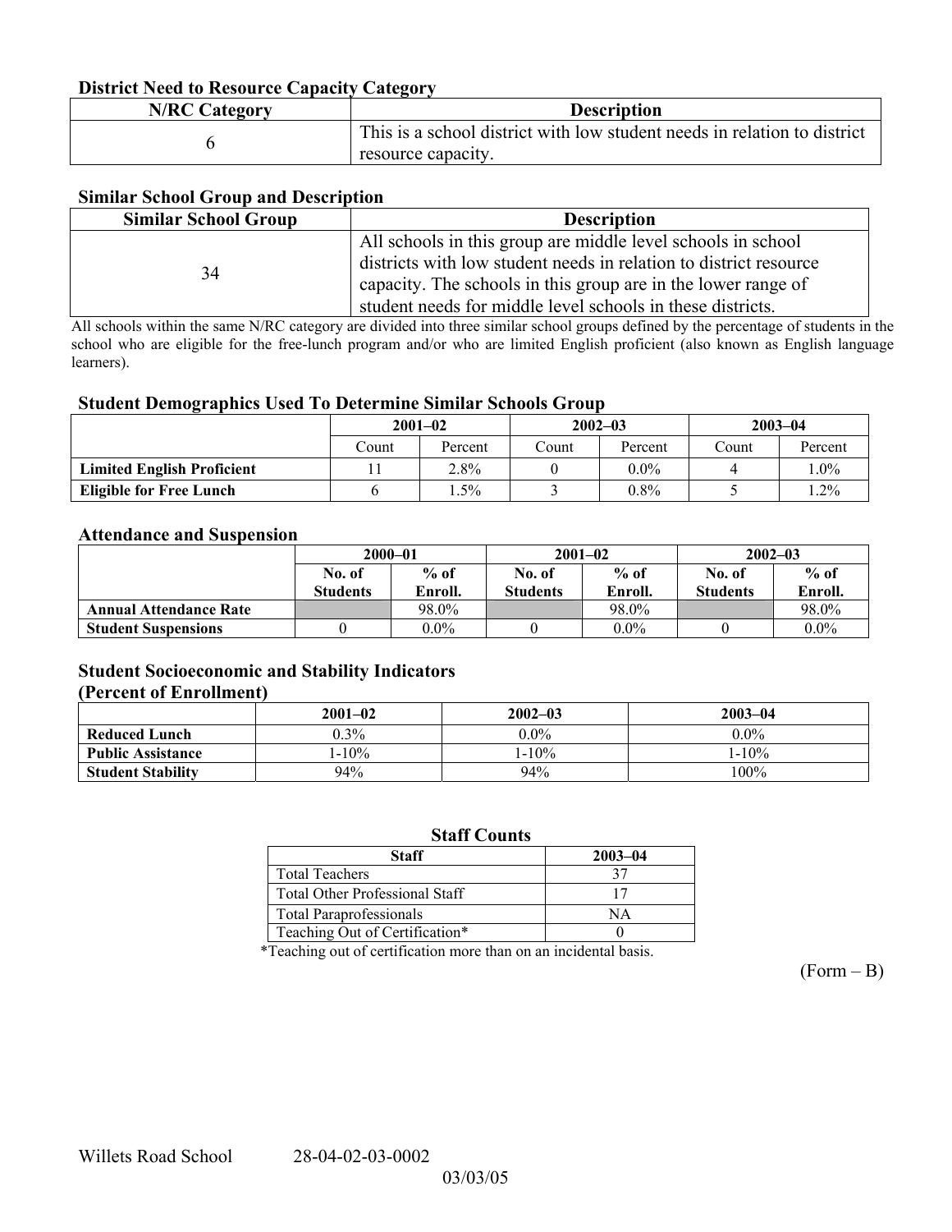### District Need to Resource Capacity Category

| N/RC Category | Description |
|---|---|
| 6 | This is a school district with low student needs in relation to district resource capacity. |

### Similar School Group and Description

| Similar School Group | Description |
|---|---|
| 34 | All schools in this group are middle level schools in school districts with low student needs in relation to district resource capacity. The schools in this group are in the lower range of student needs for middle level schools in these districts. |

All schools within the same N/RC category are divided into three similar school groups defined by the percentage of students in the school who are eligible for the free-lunch program and/or who are limited English proficient (also known as English language learners).

### Student Demographics Used To Determine Similar Schools Group

| | 2001–02 | | 2002–03 | | 2003–04 | |
|---|---|---|---|---|---|---|
| | Count | Percent | Count | Percent | Count | Percent |
| **Limited English Proficient** | 11 | 2.8% | 0 | 0.0% | 4 | 1.0% |
| **Eligible for Free Lunch** | 6 | 1.5% | 3 | 0.8% | 5 | 1.2% |

### Attendance and Suspension

| | 2000–01 | | 2001–02 | | 2002–03 | |
|---|---|---|---|---|---|---|
| | No. of Students | % of Enroll. | No. of Students | % of Enroll. | No. of Students | % of Enroll. |
| **Annual Attendance Rate** | | 98.0% | | 98.0% | | 98.0% |
| **Student Suspensions** | 0 | 0.0% | 0 | 0.0% | 0 | 0.0% |

### Student Socioeconomic and Stability Indicators (Percent of Enrollment)

| | 2001–02 | 2002–03 | 2003–04 |
|---|---|---|---|
| **Reduced Lunch** | 0.3% | 0.0% | 0.0% |
| **Public Assistance** | 1-10% | 1-10% | 1-10% |
| **Student Stability** | 94% | 94% | 100% |

### Staff Counts

| Staff | 2003–04 |
|---|---|
| Total Teachers | 37 |
| Total Other Professional Staff | 17 |
| Total Paraprofessionals | NA |
| Teaching Out of Certification* | 0 |

*Teaching out of certification more than on an incidental basis.

(Form – B)

Willets Road School 28-04-02-03-0002

03/03/05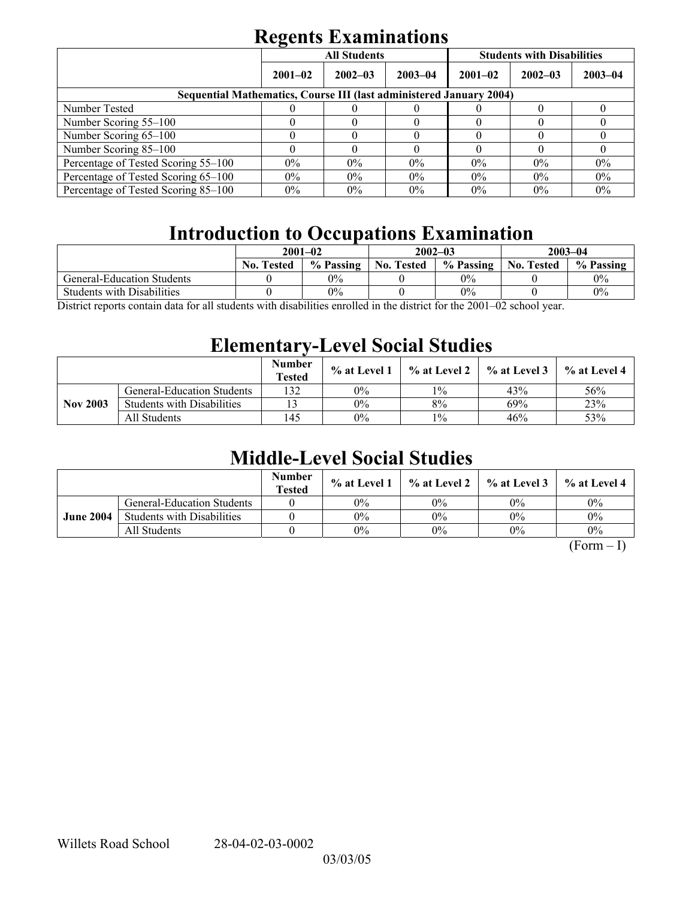# Regents Examinations

| | All Students | | | Students with Disabilities | | |
|---|---|---|---|---|---|---|
| | 2001–02 | 2002–03 | 2003–04 | 2001–02 | 2002–03 | 2003–04 |
| **Sequential Mathematics, Course III (last administered January 2004)** | | | | | | |
| Number Tested | 0 | 0 | 0 | 0 | 0 | 0 |
| Number Scoring 55–100 | 0 | 0 | 0 | 0 | 0 | 0 |
| Number Scoring 65–100 | 0 | 0 | 0 | 0 | 0 | 0 |
| Number Scoring 85–100 | 0 | 0 | 0 | 0 | 0 | 0 |
| Percentage of Tested Scoring 55–100 | 0% | 0% | 0% | 0% | 0% | 0% |
| Percentage of Tested Scoring 65–100 | 0% | 0% | 0% | 0% | 0% | 0% |
| Percentage of Tested Scoring 85–100 | 0% | 0% | 0% | 0% | 0% | 0% |

# Introduction to Occupations Examination

| | 2001–02 | | 2002–03 | | 2003–04 | |
|---|---|---|---|---|---|---|
| | No. Tested | % Passing | No. Tested | % Passing | No. Tested | % Passing |
| General-Education Students | 0 | 0% | 0 | 0% | 0 | 0% |
| Students with Disabilities | 0 | 0% | 0 | 0% | 0 | 0% |

District reports contain data for all students with disabilities enrolled in the district for the 2001–02 school year.

# Elementary-Level Social Studies

| | | Number Tested | % at Level 1 | % at Level 2 | % at Level 3 | % at Level 4 |
|---|---|---|---|---|---|---|
| **Nov 2003** | General-Education Students | 132 | 0% | 1% | 43% | 56% |
| | Students with Disabilities | 13 | 0% | 8% | 69% | 23% |
| | All Students | 145 | 0% | 1% | 46% | 53% |

# Middle-Level Social Studies

| | | Number Tested | % at Level 1 | % at Level 2 | % at Level 3 | % at Level 4 |
|---|---|---|---|---|---|---|
| **June 2004** | General-Education Students | 0 | 0% | 0% | 0% | 0% |
| | Students with Disabilities | 0 | 0% | 0% | 0% | 0% |
| | All Students | 0 | 0% | 0% | 0% | 0% |

(Form – I)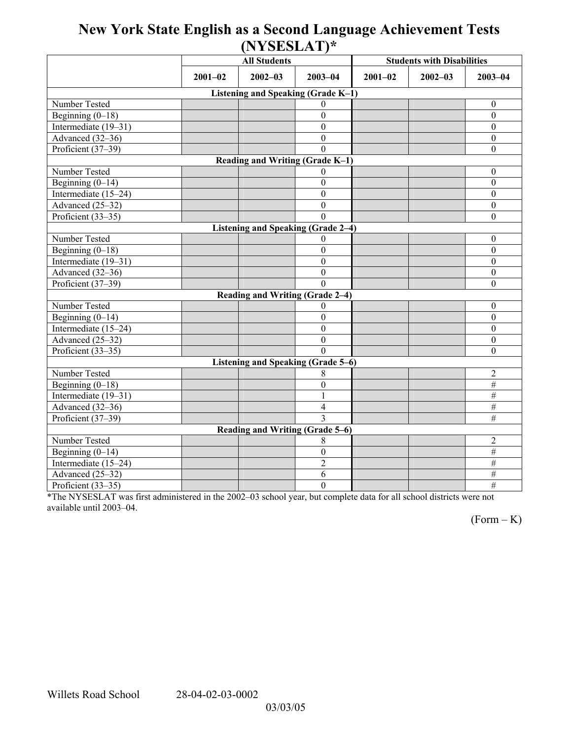# New York State English as a Second Language Achievement Tests (NYSESLAT)*

| | All Students | | | Students with Disabilities | | |
|---|---|---|---|---|---|---|
| | 2001–02 | 2002–03 | 2003–04 | 2001–02 | 2002–03 | 2003–04 |
| **Listening and Speaking (Grade K–1)** | | | | | | |
| Number Tested | | | 0 | | | 0 |
| Beginning (0–18) | | | 0 | | | 0 |
| Intermediate (19–31) | | | 0 | | | 0 |
| Advanced (32–36) | | | 0 | | | 0 |
| Proficient (37–39) | | | 0 | | | 0 |
| **Reading and Writing (Grade K–1)** | | | | | | |
| Number Tested | | | 0 | | | 0 |
| Beginning (0–14) | | | 0 | | | 0 |
| Intermediate (15–24) | | | 0 | | | 0 |
| Advanced (25–32) | | | 0 | | | 0 |
| Proficient (33–35) | | | 0 | | | 0 |
| **Listening and Speaking (Grade 2–4)** | | | | | | |
| Number Tested | | | 0 | | | 0 |
| Beginning (0–18) | | | 0 | | | 0 |
| Intermediate (19–31) | | | 0 | | | 0 |
| Advanced (32–36) | | | 0 | | | 0 |
| Proficient (37–39) | | | 0 | | | 0 |
| **Reading and Writing (Grade 2–4)** | | | | | | |
| Number Tested | | | 0 | | | 0 |
| Beginning (0–14) | | | 0 | | | 0 |
| Intermediate (15–24) | | | 0 | | | 0 |
| Advanced (25–32) | | | 0 | | | 0 |
| Proficient (33–35) | | | 0 | | | 0 |
| **Listening and Speaking (Grade 5–6)** | | | | | | |
| Number Tested | | | 8 | | | 2 |
| Beginning (0–18) | | | 0 | | | # |
| Intermediate (19–31) | | | 1 | | | # |
| Advanced (32–36) | | | 4 | | | # |
| Proficient (37–39) | | | 3 | | | # |
| **Reading and Writing (Grade 5–6)** | | | | | | |
| Number Tested | | | 8 | | | 2 |
| Beginning (0–14) | | | 0 | | | # |
| Intermediate (15–24) | | | 2 | | | # |
| Advanced (25–32) | | | 6 | | | # |
| Proficient (33–35) | | | 0 | | | # |

*The NYSESLAT was first administered in the 2002–03 school year, but complete data for all school districts were not available until 2003–04.

(Form – K)

Willets Road School 28-04-02-03-0002

03/03/05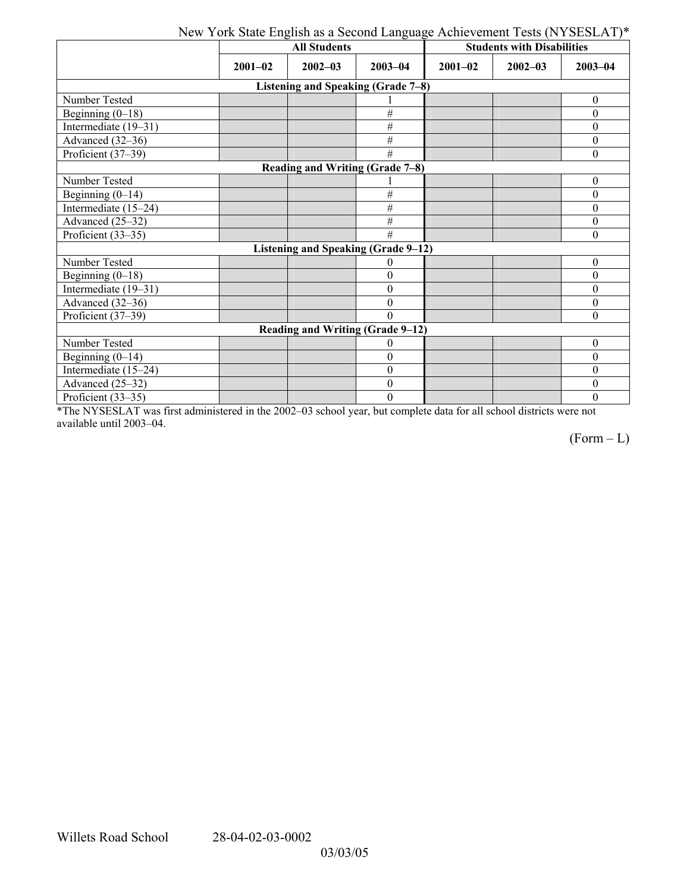New York State English as a Second Language Achievement Tests (NYSESLAT)*

| | All Students | | | Students with Disabilities | | |
|---|---|---|---|---|---|---|
| | 2001–02 | 2002–03 | 2003–04 | 2001–02 | 2002–03 | 2003–04 |
| **Listening and Speaking (Grade 7–8)** | | | | | | |
| Number Tested | | | 1 | | | 0 |
| Beginning (0–18) | | | # | | | 0 |
| Intermediate (19–31) | | | # | | | 0 |
| Advanced (32–36) | | | # | | | 0 |
| Proficient (37–39) | | | # | | | 0 |
| **Reading and Writing (Grade 7–8)** | | | | | | |
| Number Tested | | | 1 | | | 0 |
| Beginning (0–14) | | | # | | | 0 |
| Intermediate (15–24) | | | # | | | 0 |
| Advanced (25–32) | | | # | | | 0 |
| Proficient (33–35) | | | # | | | 0 |
| **Listening and Speaking (Grade 9–12)** | | | | | | |
| Number Tested | | | 0 | | | 0 |
| Beginning (0–18) | | | 0 | | | 0 |
| Intermediate (19–31) | | | 0 | | | 0 |
| Advanced (32–36) | | | 0 | | | 0 |
| Proficient (37–39) | | | 0 | | | 0 |
| **Reading and Writing (Grade 9–12)** | | | | | | |
| Number Tested | | | 0 | | | 0 |
| Beginning (0–14) | | | 0 | | | 0 |
| Intermediate (15–24) | | | 0 | | | 0 |
| Advanced (25–32) | | | 0 | | | 0 |
| Proficient (33–35) | | | 0 | | | 0 |

*The NYSESLAT was first administered in the 2002–03 school year, but complete data for all school districts were not available until 2003–04.

(Form – L)

Willets Road School 28-04-02-03-0002

03/03/05